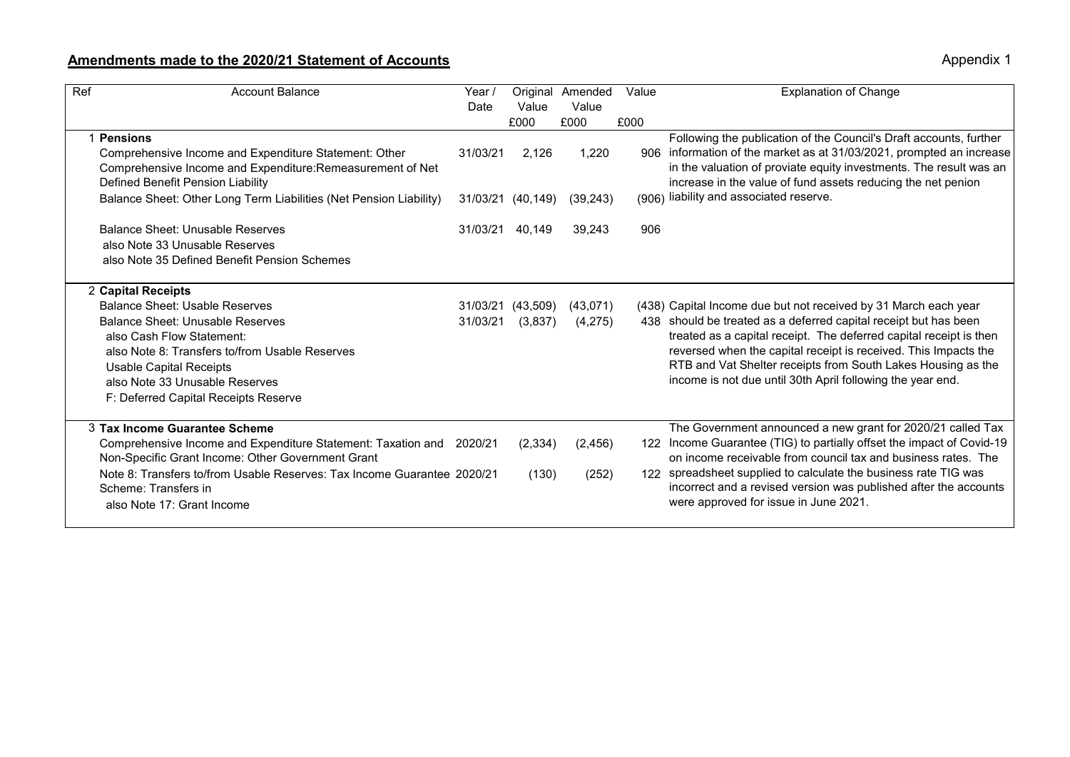## Amendments made to the 2020/21 Statement of Accounts

Appendix 1

| Ref | Account Balance | Year / Date | Original Value £000 | Amended Value £000 | Value £000 | Explanation of Change |
|---|---|---|---|---|---|---|
| 1 | **Pensions** | | | | | Following the publication of the Council's Draft accounts, further information of the market as at 31/03/2021, prompted an increase in the valuation of proivate equity investments. The result was an increase in the value of fund assets reducing the net penion liability and associated reserve. |
| | Comprehensive Income and Expenditure Statement: Other Comprehensive Income and Expenditure:Remeasurement of Net Defined Benefit Pension Liability | 31/03/21 | 2,126 | 1,220 | 906 | |
| | Balance Sheet: Other Long Term Liabilities (Net Pension Liability) | 31/03/21 | (40,149) | (39,243) | (906) | |
| | Balance Sheet: Unusable Reserves<br>also Note 33 Unusable Reserves<br>also Note 35 Defined Benefit Pension Schemes | 31/03/21 | 40,149 | 39,243 | 906 | |
| 2 | **Capital Receipts** | | | | | Capital Income due but not received by 31 March each year should be treated as a deferred capital receipt but has been treated as a capital receipt. The deferred capital receipt is then reversed when the capital receipt is received. This Impacts the RTB and Vat Shelter receipts from South Lakes Housing as the income is not due until 30th April following the year end. |
| | Balance Sheet: Usable Reserves | 31/03/21 | (43,509) | (43,071) | (438) | |
| | Balance Sheet: Unusable Reserves<br>also Cash Flow Statement:<br>also Note 8: Transfers to/from Usable Reserves<br>Usable Capital Receipts<br>also Note 33 Unusable Reserves<br>F: Deferred Capital Receipts Reserve | 31/03/21 | (3,837) | (4,275) | 438 | |
| 3 | **Tax Income Guarantee Scheme** | | | | | The Government announced a new grant for 2020/21 called Tax Income Guarantee (TIG) to partially offset the impact of Covid-19 on income receivable from council tax and business rates. The spreadsheet supplied to calculate the business rate TIG was incorrect and a revised version was published after the accounts were approved for issue in June 2021. |
| | Comprehensive Income and Expenditure Statement: Taxation and Non-Specific Grant Income: Other Government Grant | 2020/21 | (2,334) | (2,456) | 122 | |
| | Note 8: Transfers to/from Usable Reserves: Tax Income Guarantee Scheme: Transfers in<br>also Note 17: Grant Income | 2020/21 | (130) | (252) | 122 | |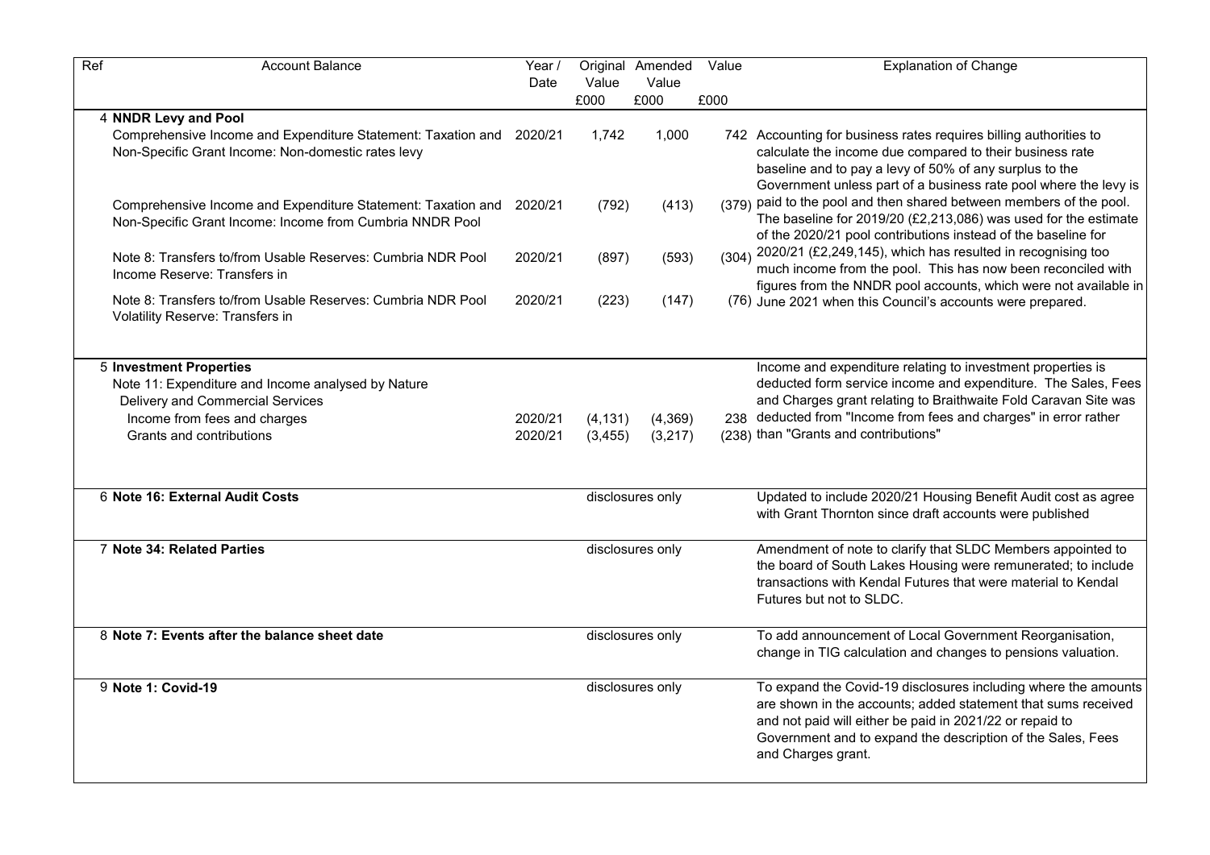| Ref | Account Balance | Year / Date | Original Value £000 | Amended Value £000 | Value £000 | Explanation of Change |
|---|---|---|---|---|---|---|
| 4 | **NNDR Levy and Pool** | | | | | |
| | Comprehensive Income and Expenditure Statement: Taxation and Non-Specific Grant Income: Non-domestic rates levy | 2020/21 | 1,742 | 1,000 | 742 | Accounting for business rates requires billing authorities to calculate the income due compared to their business rate baseline and to pay a levy of 50% of any surplus to the Government unless part of a business rate pool where the levy is paid to the pool and then shared between members of the pool. The baseline for 2019/20 (£2,213,086) was used for the estimate of the 2020/21 pool contributions instead of the baseline for 2020/21 (£2,249,145), which has resulted in recognising too much income from the pool. This has now been reconciled with figures from the NNDR pool accounts, which were not available in June 2021 when this Council's accounts were prepared. |
| | Comprehensive Income and Expenditure Statement: Taxation and Non-Specific Grant Income: Income from Cumbria NNDR Pool | 2020/21 | (792) | (413) | (379) | |
| | Note 8: Transfers to/from Usable Reserves: Cumbria NDR Pool Income Reserve: Transfers in | 2020/21 | (897) | (593) | (304) | |
| | Note 8: Transfers to/from Usable Reserves: Cumbria NDR Pool Volatility Reserve: Transfers in | 2020/21 | (223) | (147) | (76) | |
| 5 | **Investment Properties** | | | | | Income and expenditure relating to investment properties is deducted form service income and expenditure. The Sales, Fees and Charges grant relating to Braithwaite Fold Caravan Site was deducted from "Income from fees and charges" in error rather than "Grants and contributions" |
| | Note 11: Expenditure and Income analysed by Nature | | | | | |
| | Delivery and Commercial Services | | | | | |
| | Income from fees and charges | 2020/21 | (4,131) | (4,369) | 238 | |
| | Grants and contributions | 2020/21 | (3,455) | (3,217) | (238) | |
| 6 | **Note 16: External Audit Costs** | | disclosures only | | | Updated to include 2020/21 Housing Benefit Audit cost as agree with Grant Thornton since draft accounts were published |
| 7 | **Note 34: Related Parties** | | disclosures only | | | Amendment of note to clarify that SLDC Members appointed to the board of South Lakes Housing were remunerated; to include transactions with Kendal Futures that were material to Kendal Futures but not to SLDC. |
| 8 | **Note 7: Events after the balance sheet date** | | disclosures only | | | To add announcement of Local Government Reorganisation, change in TIG calculation and changes to pensions valuation. |
| 9 | **Note 1: Covid-19** | | disclosures only | | | To expand the Covid-19 disclosures including where the amounts are shown in the accounts; added statement that sums received and not paid will either be paid in 2021/22 or repaid to Government and to expand the description of the Sales, Fees and Charges grant. |